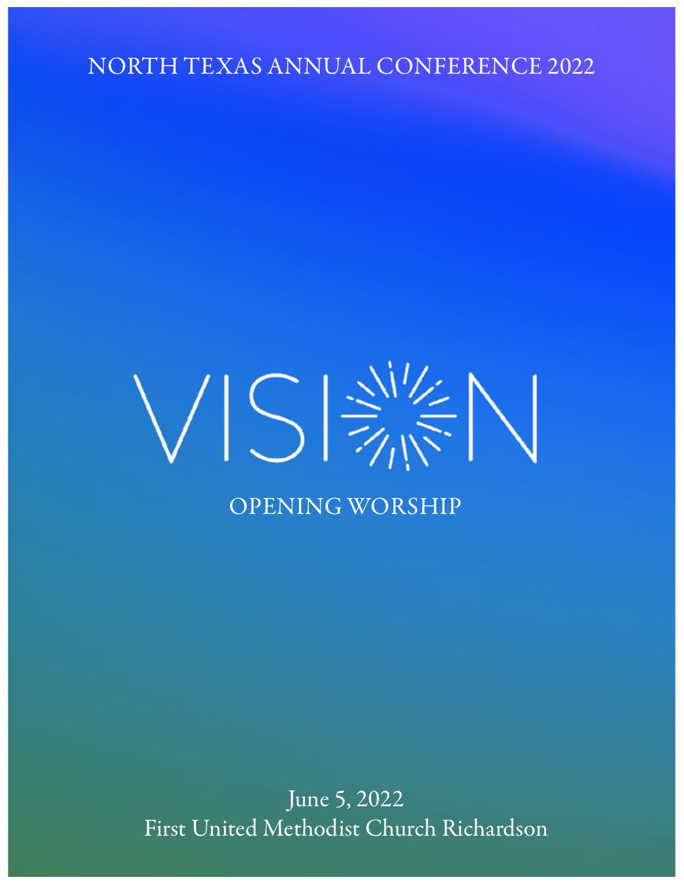NORTH TEXAS ANNUAL CONFERENCE 2022

# VISION

## OPENING WORSHIP

June 5, 2022
First United Methodist Church Richardson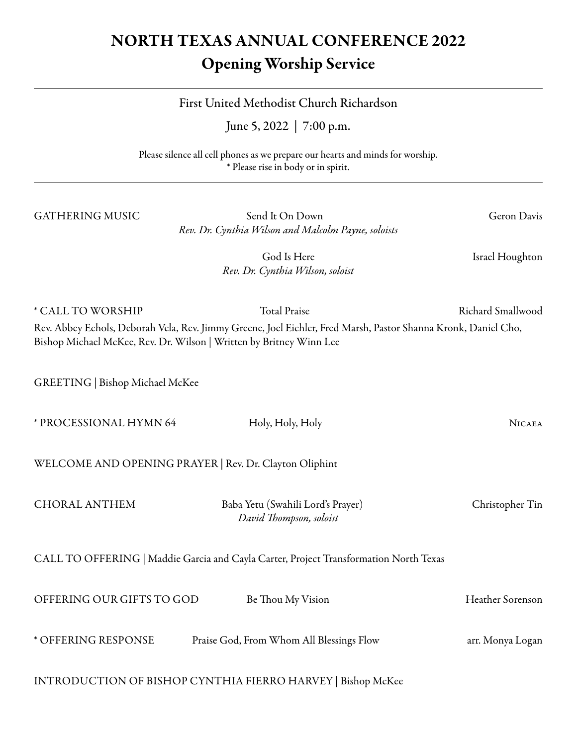# NORTH TEXAS ANNUAL CONFERENCE 2022

## Opening Worship Service

First United Methodist Church Richardson

June 5, 2022 | 7:00 p.m.

Please silence all cell phones as we prepare our hearts and minds for worship.
* Please rise in body or in spirit.

---

GATHERING MUSIC — Send It On Down — Geron Davis
*Rev. Dr. Cynthia Wilson and Malcolm Payne, soloists*

God Is Here — Israel Houghton
*Rev. Dr. Cynthia Wilson, soloist*

* CALL TO WORSHIP — Total Praise — Richard Smallwood

Rev. Abbey Echols, Deborah Vela, Rev. Jimmy Greene, Joel Eichler, Fred Marsh, Pastor Shanna Kronk, Daniel Cho, Bishop Michael McKee, Rev. Dr. Wilson | Written by Britney Winn Lee

GREETING | Bishop Michael McKee

* PROCESSIONAL HYMN 64 — Holy, Holy, Holy — NICAEA

WELCOME AND OPENING PRAYER | Rev. Dr. Clayton Oliphint

CHORAL ANTHEM — Baba Yetu (Swahili Lord's Prayer) — Christopher Tin
*David Thompson, soloist*

CALL TO OFFERING | Maddie Garcia and Cayla Carter, Project Transformation North Texas

OFFERING OUR GIFTS TO GOD — Be Thou My Vision — Heather Sorenson

* OFFERING RESPONSE — Praise God, From Whom All Blessings Flow — arr. Monya Logan

INTRODUCTION OF BISHOP CYNTHIA FIERRO HARVEY | Bishop McKee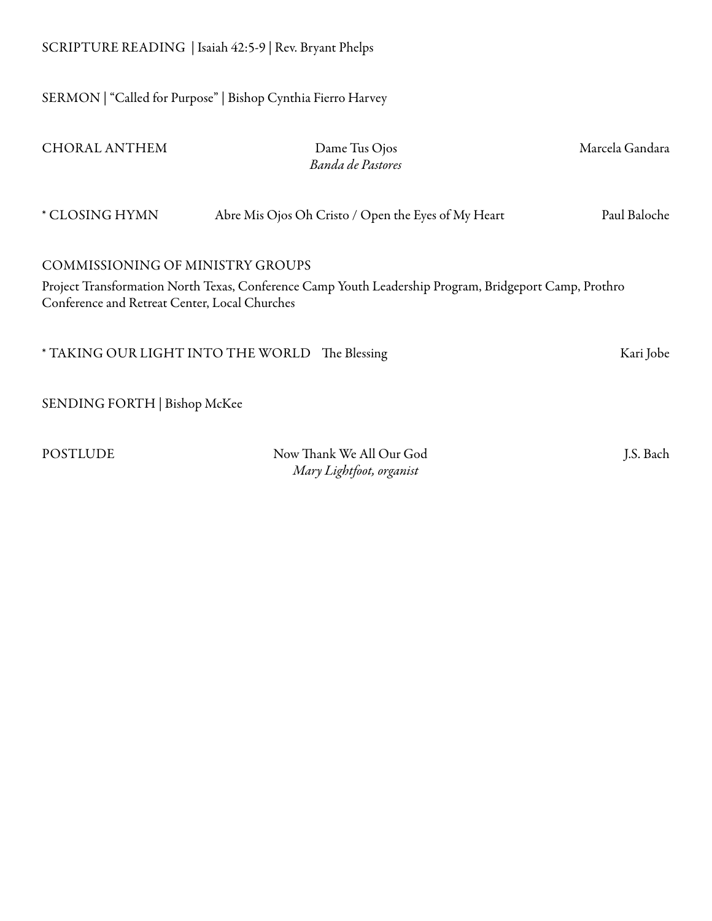SCRIPTURE READING | Isaiah 42:5-9 | Rev. Bryant Phelps

SERMON | "Called for Purpose" | Bishop Cynthia Fierro Harvey

CHORAL ANTHEM — Dame Tus Ojos — Marcela Gandara
*Banda de Pastores*

* CLOSING HYMN — Abre Mis Ojos Oh Cristo / Open the Eyes of My Heart — Paul Baloche

COMMISSIONING OF MINISTRY GROUPS

Project Transformation North Texas, Conference Camp Youth Leadership Program, Bridgeport Camp, Prothro Conference and Retreat Center, Local Churches

* TAKING OUR LIGHT INTO THE WORLD — The Blessing — Kari Jobe

SENDING FORTH | Bishop McKee

POSTLUDE — Now Thank We All Our God — J.S. Bach
*Mary Lightfoot, organist*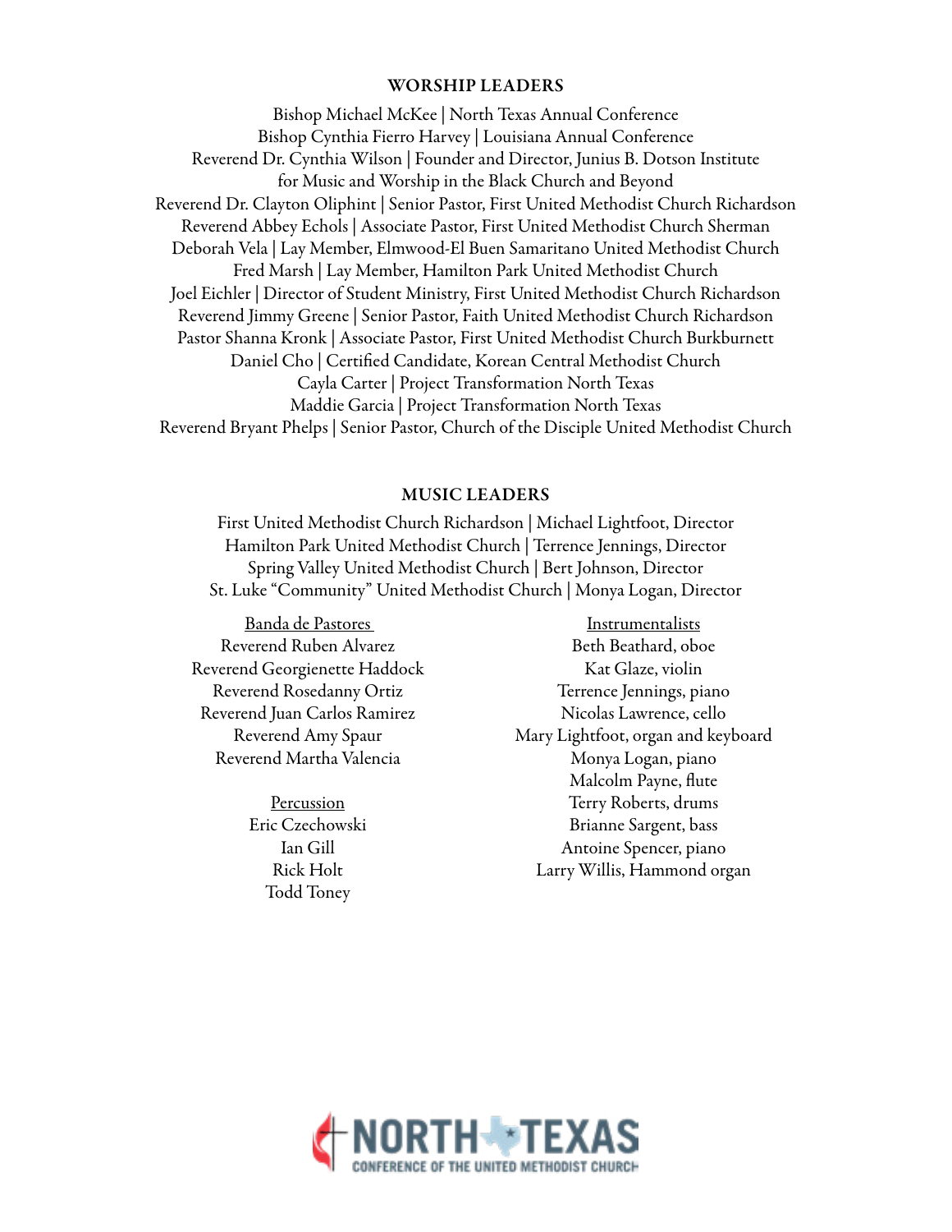## WORSHIP LEADERS

Bishop Michael McKee | North Texas Annual Conference
Bishop Cynthia Fierro Harvey | Louisiana Annual Conference
Reverend Dr. Cynthia Wilson | Founder and Director, Junius B. Dotson Institute for Music and Worship in the Black Church and Beyond
Reverend Dr. Clayton Oliphint | Senior Pastor, First United Methodist Church Richardson
Reverend Abbey Echols | Associate Pastor, First United Methodist Church Sherman
Deborah Vela | Lay Member, Elmwood-El Buen Samaritano United Methodist Church
Fred Marsh | Lay Member, Hamilton Park United Methodist Church
Joel Eichler | Director of Student Ministry, First United Methodist Church Richardson
Reverend Jimmy Greene | Senior Pastor, Faith United Methodist Church Richardson
Pastor Shanna Kronk | Associate Pastor, First United Methodist Church Burkburnett
Daniel Cho | Certified Candidate, Korean Central Methodist Church
Cayla Carter | Project Transformation North Texas
Maddie Garcia | Project Transformation North Texas
Reverend Bryant Phelps | Senior Pastor, Church of the Disciple United Methodist Church

## MUSIC LEADERS

First United Methodist Church Richardson | Michael Lightfoot, Director
Hamilton Park United Methodist Church | Terrence Jennings, Director
Spring Valley United Methodist Church | Bert Johnson, Director
St. Luke "Community" United Methodist Church | Monya Logan, Director

Banda de Pastores
Reverend Ruben Alvarez
Reverend Georgienette Haddock
Reverend Rosedanny Ortiz
Reverend Juan Carlos Ramirez
Reverend Amy Spaur
Reverend Martha Valencia

Percussion
Eric Czechowski
Ian Gill
Rick Holt
Todd Toney

Instrumentalists
Beth Beathard, oboe
Kat Glaze, violin
Terrence Jennings, piano
Nicolas Lawrence, cello
Mary Lightfoot, organ and keyboard
Monya Logan, piano
Malcolm Payne, flute
Terry Roberts, drums
Brianne Sargent, bass
Antoine Spencer, piano
Larry Willis, Hammond organ

NORTH TEXAS
CONFERENCE OF THE UNITED METHODIST CHURCH